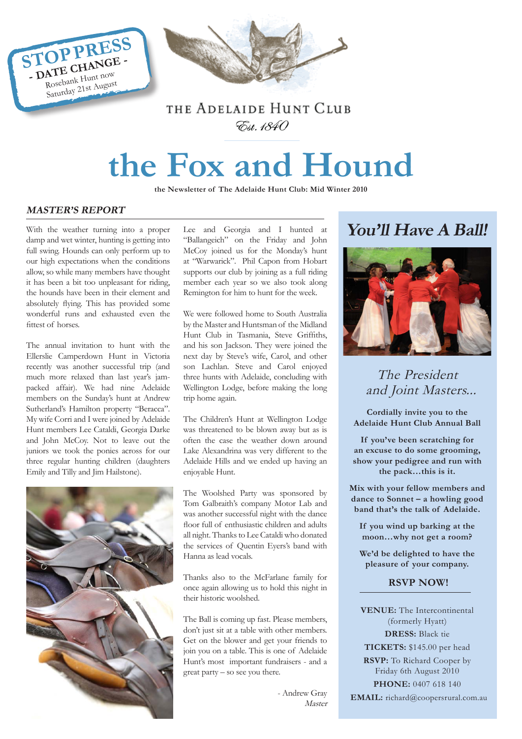**STOP PRESS**
**- DATE CHANGE -**
Rosebank Hunt now
Saturday 21st August

THE ADELAIDE HUNT CLUB
*Est. 1840*

# the Fox and Hound

**the Newsletter of The Adelaide Hunt Club: Mid Winter 2010**

## *MASTER'S REPORT*

With the weather turning into a proper damp and wet winter, hunting is getting into full swing. Hounds can only perform up to our high expectations when the conditions allow, so while many members have thought it has been a bit too unpleasant for riding, the hounds have been in their element and absolutely flying. This has provided some wonderful runs and exhausted even the fittest of horses.

The annual invitation to hunt with the Ellerslie Camperdown Hunt in Victoria recently was another successful trip (and much more relaxed than last year's jam-packed affair). We had nine Adelaide members on the Sunday's hunt at Andrew Sutherland's Hamilton property "Beracca". My wife Corri and I were joined by Adelaide Hunt members Lee Cataldi, Georgia Darke and John McCoy. Not to leave out the juniors we took the ponies across for our three regular hunting children (daughters Emily and Tilly and Jim Hailstone).

Lee and Georgia and I hunted at "Ballangeich" on the Friday and John McCoy joined us for the Monday's hunt at "Warwarick". Phil Capon from Hobart supports our club by joining as a full riding member each year so we also took along Remington for him to hunt for the week.

We were followed home to South Australia by the Master and Huntsman of the Midland Hunt Club in Tasmania, Steve Griffiths, and his son Jackson. They were joined the next day by Steve's wife, Carol, and other son Lachlan. Steve and Carol enjoyed three hunts with Adelaide, concluding with Wellington Lodge, before making the long trip home again.

The Children's Hunt at Wellington Lodge was threatened to be blown away but as is often the case the weather down around Lake Alexandrina was very different to the Adelaide Hills and we ended up having an enjoyable Hunt.

The Woolshed Party was sponsored by Tom Galbraith's company Motor Lab and was another successful night with the dance floor full of enthusiastic children and adults all night. Thanks to Lee Cataldi who donated the services of Quentin Eyers's band with Hanna as lead vocals.

Thanks also to the McFarlane family for once again allowing us to hold this night in their historic woolshed.

The Ball is coming up fast. Please members, don't just sit at a table with other members. Get on the blower and get your friends to join you on a table. This is one of Adelaide Hunt's most important fundraisers - and a great party – so see you there.

- Andrew Gray
*Master*

## *You'll Have A Ball!*

*The President and Joint Masters...*

**Cordially invite you to the Adelaide Hunt Club Annual Ball**

**If you've been scratching for an excuse to do some grooming, show your pedigree and run with the pack…this is it.**

**Mix with your fellow members and dance to Sonnet – a howling good band that's the talk of Adelaide.**

**If you wind up barking at the moon…why not get a room?**

**We'd be delighted to have the pleasure of your company.**

**RSVP NOW!**

**VENUE:** The Intercontinental (formerly Hyatt)
**DRESS:** Black tie
**TICKETS:** $145.00 per head
**RSVP:** To Richard Cooper by Friday 6th August 2010
**PHONE:** 0407 618 140
**EMAIL:** richard@coopersrural.com.au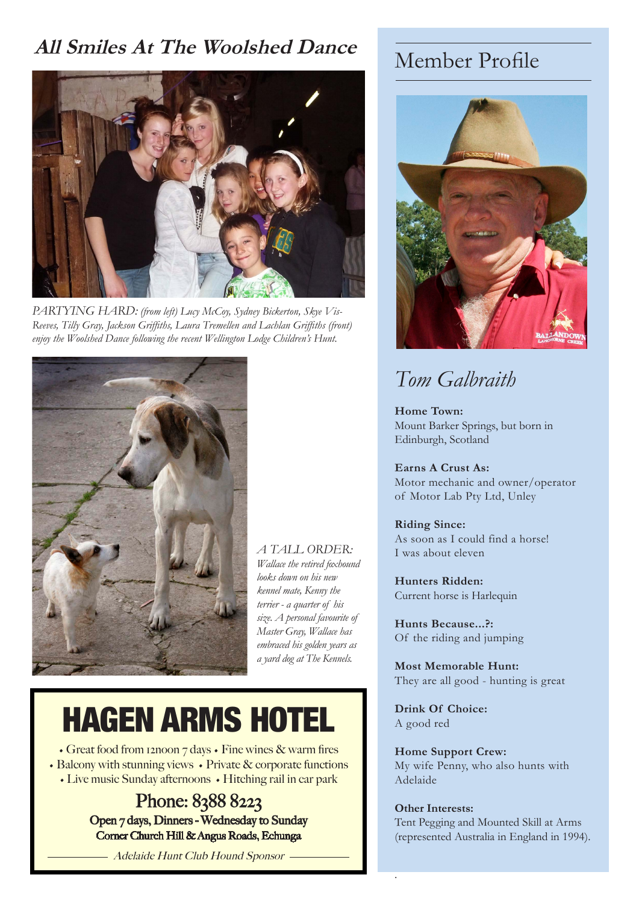## All Smiles At The Woolshed Dance

*PARTYING HARD: (from left) Lucy McCoy, Sydney Bickerton, Skye Vis-Reeves, Tilly Gray, Jackson Griffiths, Laura Tremellen and Lachlan Griffiths (front) enjoy the Woolshed Dance following the recent Wellington Lodge Children's Hunt.*

*A TALL ORDER: Wallace the retired foxhound looks down on his new kennel mate, Kenny the terrier - a quarter of his size. A personal favourite of Master Gray, Wallace has embraced his golden years as a yard dog at The Kennels.*

# HAGEN ARMS HOTEL

- Great food from 12noon 7 days • Fine wines & warm fires
- Balcony with stunning views • Private & corporate functions
- Live music Sunday afternoons • Hitching rail in car park

**Phone: 8388 8223**

**Open 7 days, Dinners - Wednesday to Sunday**

**Corner Church Hill & Angus Roads, Echunga**

*Adelaide Hunt Club Hound Sponsor*

## Member Profile

### *Tom Galbraith*

**Home Town:**
Mount Barker Springs, but born in Edinburgh, Scotland

**Earns A Crust As:**
Motor mechanic and owner/operator of Motor Lab Pty Ltd, Unley

**Riding Since:**
As soon as I could find a horse! I was about eleven

**Hunters Ridden:**
Current horse is Harlequin

**Hunts Because...?:**
Of the riding and jumping

**Most Memorable Hunt:**
They are all good - hunting is great

**Drink Of Choice:**
A good red

**Home Support Crew:**
My wife Penny, who also hunts with Adelaide

**Other Interests:**
Tent Pegging and Mounted Skill at Arms (represented Australia in England in 1994).